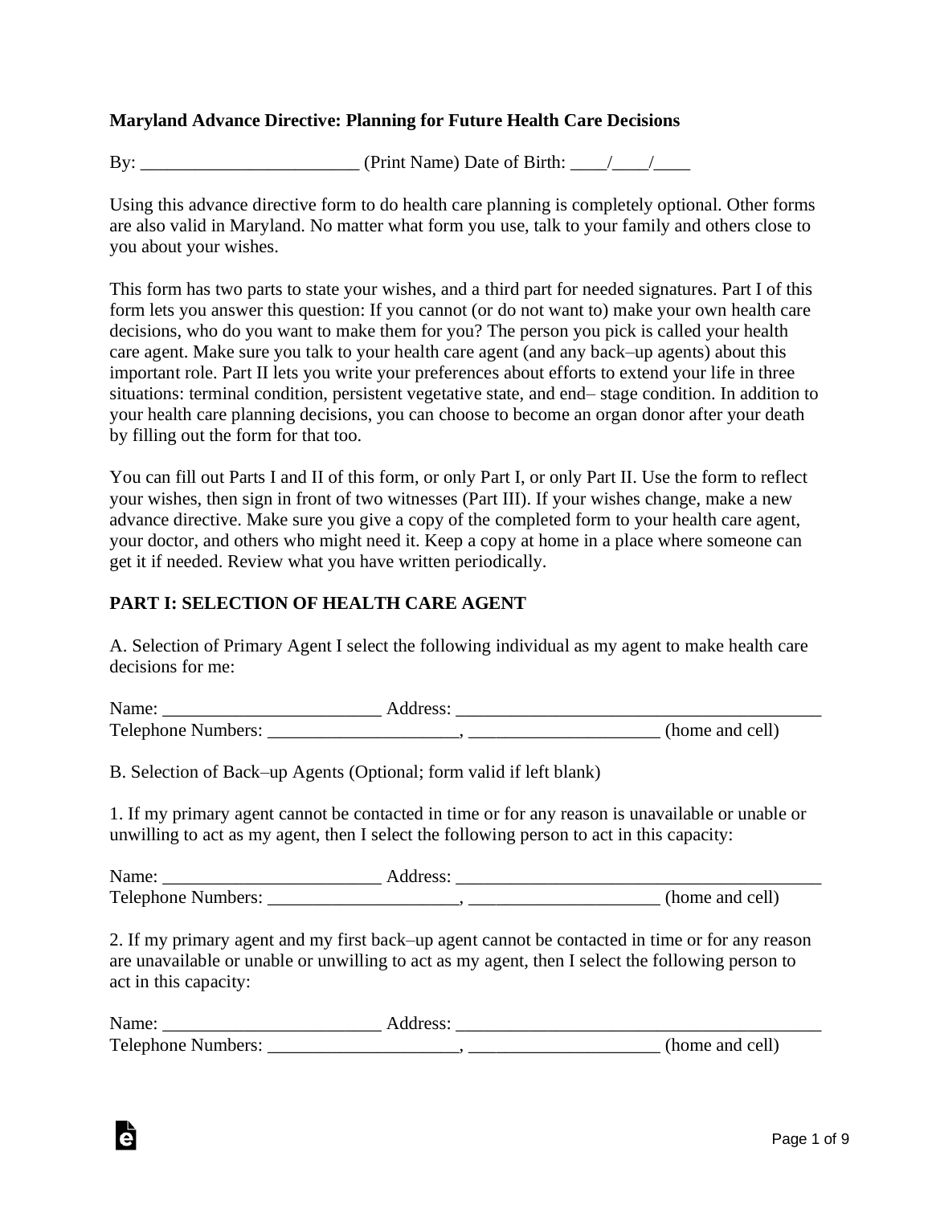**Maryland Advance Directive: Planning for Future Health Care Decisions**

By: ________________________ (Print Name) Date of Birth: ____/____/____

Using this advance directive form to do health care planning is completely optional. Other forms are also valid in Maryland. No matter what form you use, talk to your family and others close to you about your wishes.

This form has two parts to state your wishes, and a third part for needed signatures. Part I of this form lets you answer this question: If you cannot (or do not want to) make your own health care decisions, who do you want to make them for you? The person you pick is called your health care agent. Make sure you talk to your health care agent (and any back–up agents) about this important role. Part II lets you write your preferences about efforts to extend your life in three situations: terminal condition, persistent vegetative state, and end– stage condition. In addition to your health care planning decisions, you can choose to become an organ donor after your death by filling out the form for that too.

You can fill out Parts I and II of this form, or only Part I, or only Part II. Use the form to reflect your wishes, then sign in front of two witnesses (Part III). If your wishes change, make a new advance directive. Make sure you give a copy of the completed form to your health care agent, your doctor, and others who might need it. Keep a copy at home in a place where someone can get it if needed. Review what you have written periodically.

**PART I: SELECTION OF HEALTH CARE AGENT**

A. Selection of Primary Agent I select the following individual as my agent to make health care decisions for me:

Name: ________________________ Address: ________________________________________
Telephone Numbers: ____________________, ____________________ (home and cell)

B. Selection of Back–up Agents (Optional; form valid if left blank)

1. If my primary agent cannot be contacted in time or for any reason is unavailable or unable or unwilling to act as my agent, then I select the following person to act in this capacity:

Name: ________________________ Address: ________________________________________
Telephone Numbers: ____________________, ____________________ (home and cell)

2. If my primary agent and my first back–up agent cannot be contacted in time or for any reason are unavailable or unable or unwilling to act as my agent, then I select the following person to act in this capacity:

Name: ________________________ Address: ________________________________________
Telephone Numbers: ____________________, ____________________ (home and cell)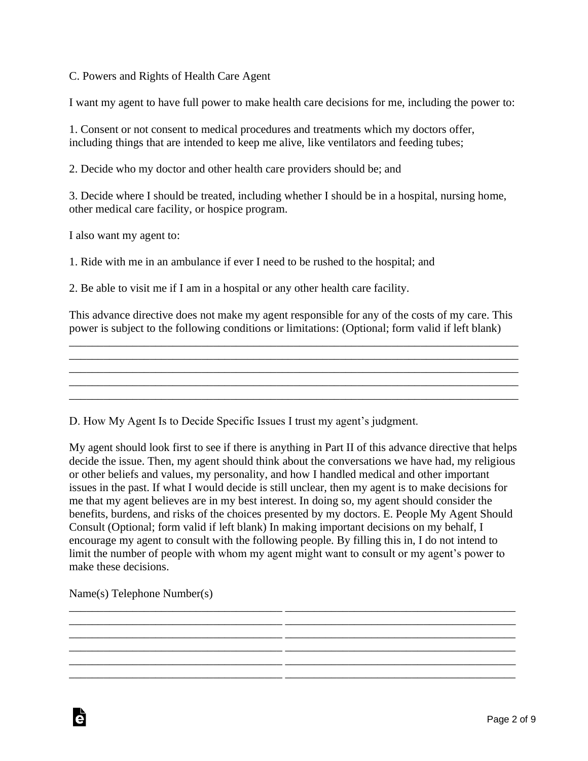C. Powers and Rights of Health Care Agent

I want my agent to have full power to make health care decisions for me, including the power to:

1. Consent or not consent to medical procedures and treatments which my doctors offer, including things that are intended to keep me alive, like ventilators and feeding tubes;

2. Decide who my doctor and other health care providers should be; and

3. Decide where I should be treated, including whether I should be in a hospital, nursing home, other medical care facility, or hospice program.

I also want my agent to:

1. Ride with me in an ambulance if ever I need to be rushed to the hospital; and

2. Be able to visit me if I am in a hospital or any other health care facility.

This advance directive does not make my agent responsible for any of the costs of my care. This power is subject to the following conditions or limitations: (Optional; form valid if left blank)

______________________________________________________________________________
______________________________________________________________________________
______________________________________________________________________________
______________________________________________________________________________
______________________________________________________________________________

D. How My Agent Is to Decide Specific Issues I trust my agent's judgment.

My agent should look first to see if there is anything in Part II of this advance directive that helps decide the issue. Then, my agent should think about the conversations we have had, my religious or other beliefs and values, my personality, and how I handled medical and other important issues in the past. If what I would decide is still unclear, then my agent is to make decisions for me that my agent believes are in my best interest. In doing so, my agent should consider the benefits, burdens, and risks of the choices presented by my doctors. E. People My Agent Should Consult (Optional; form valid if left blank) In making important decisions on my behalf, I encourage my agent to consult with the following people. By filling this in, I do not intend to limit the number of people with whom my agent might want to consult or my agent's power to make these decisions.

Name(s) Telephone Number(s)

____________________________________ ____________________________________
____________________________________ ____________________________________
____________________________________ ____________________________________
____________________________________ ____________________________________
____________________________________ ____________________________________
____________________________________ ____________________________________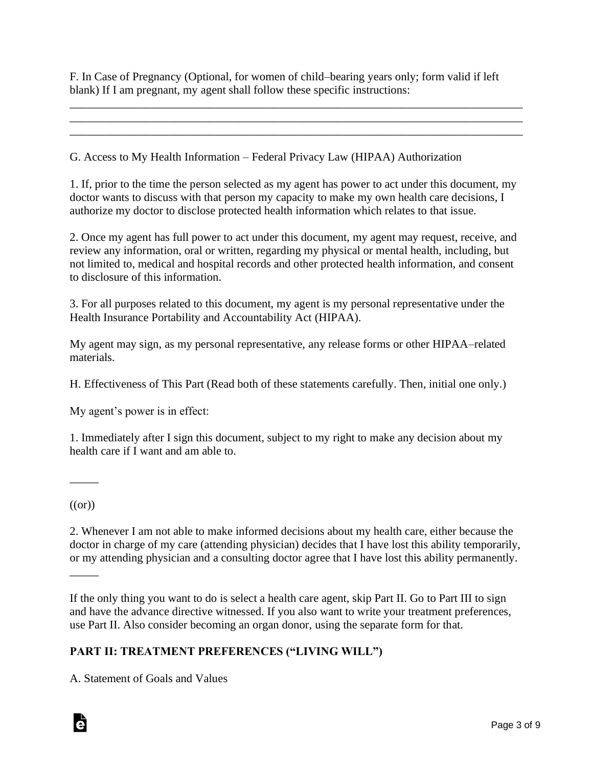F. In Case of Pregnancy (Optional, for women of child–bearing years only; form valid if left blank) If I am pregnant, my agent shall follow these specific instructions:

_____________________________________________________________________________
_____________________________________________________________________________
_____________________________________________________________________________

G. Access to My Health Information – Federal Privacy Law (HIPAA) Authorization

1. If, prior to the time the person selected as my agent has power to act under this document, my doctor wants to discuss with that person my capacity to make my own health care decisions, I authorize my doctor to disclose protected health information which relates to that issue.

2. Once my agent has full power to act under this document, my agent may request, receive, and review any information, oral or written, regarding my physical or mental health, including, but not limited to, medical and hospital records and other protected health information, and consent to disclosure of this information.

3. For all purposes related to this document, my agent is my personal representative under the Health Insurance Portability and Accountability Act (HIPAA).

My agent may sign, as my personal representative, any release forms or other HIPAA–related materials.

H. Effectiveness of This Part (Read both of these statements carefully. Then, initial one only.)

My agent's power is in effect:

1. Immediately after I sign this document, subject to my right to make any decision about my health care if I want and am able to.

_____

((or))

2. Whenever I am not able to make informed decisions about my health care, either because the doctor in charge of my care (attending physician) decides that I have lost this ability temporarily, or my attending physician and a consulting doctor agree that I have lost this ability permanently.

_____

If the only thing you want to do is select a health care agent, skip Part II. Go to Part III to sign and have the advance directive witnessed. If you also want to write your treatment preferences, use Part II. Also consider becoming an organ donor, using the separate form for that.

**PART II: TREATMENT PREFERENCES ("LIVING WILL")**

A. Statement of Goals and Values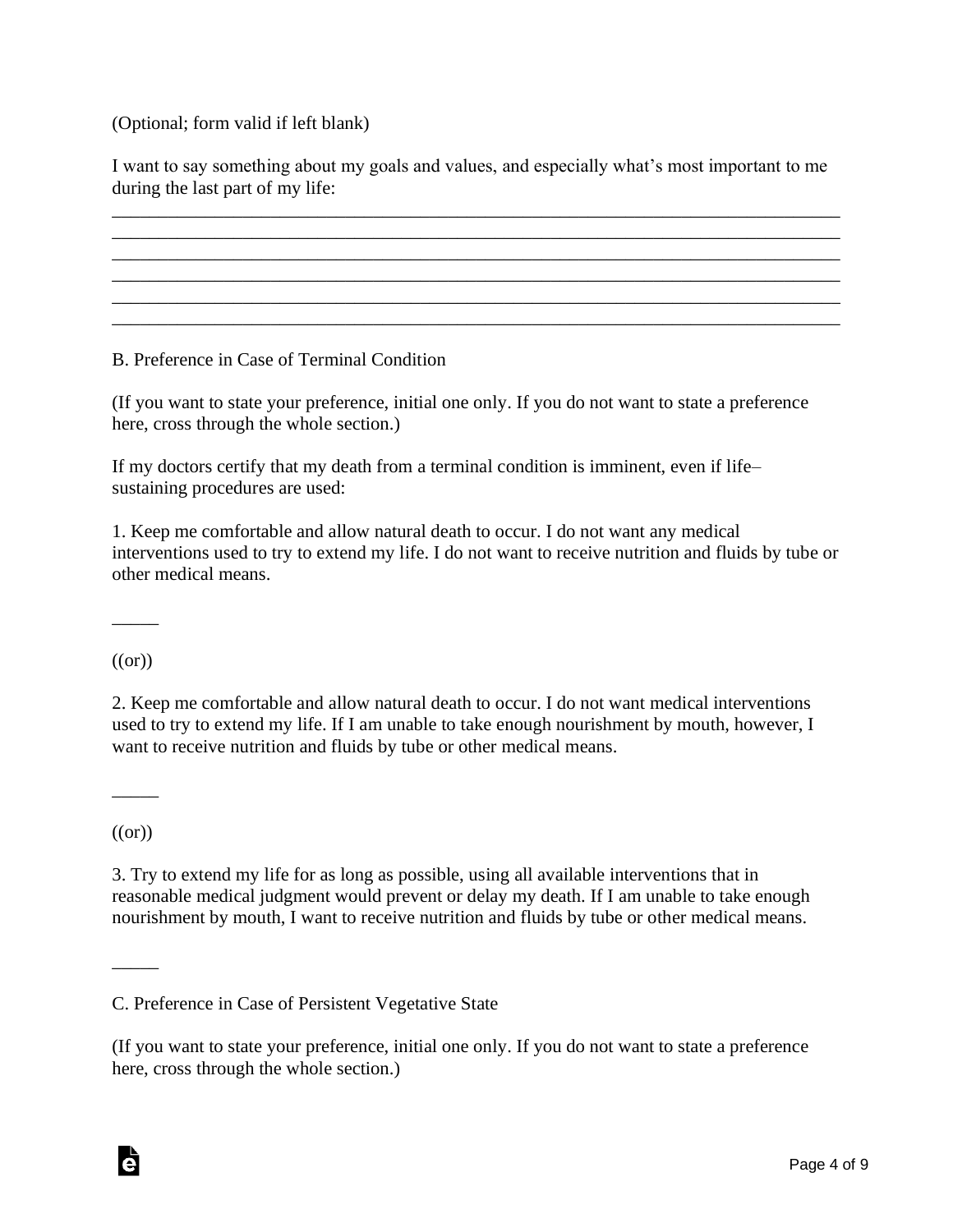(Optional; form valid if left blank)

I want to say something about my goals and values, and especially what's most important to me during the last part of my life:

______________________________________________________________________________
______________________________________________________________________________
______________________________________________________________________________
______________________________________________________________________________
______________________________________________________________________________
______________________________________________________________________________

B. Preference in Case of Terminal Condition

(If you want to state your preference, initial one only. If you do not want to state a preference here, cross through the whole section.)

If my doctors certify that my death from a terminal condition is imminent, even if life–sustaining procedures are used:

1. Keep me comfortable and allow natural death to occur. I do not want any medical interventions used to try to extend my life. I do not want to receive nutrition and fluids by tube or other medical means.

_____

((or))

2. Keep me comfortable and allow natural death to occur. I do not want medical interventions used to try to extend my life. If I am unable to take enough nourishment by mouth, however, I want to receive nutrition and fluids by tube or other medical means.

_____

((or))

3. Try to extend my life for as long as possible, using all available interventions that in reasonable medical judgment would prevent or delay my death. If I am unable to take enough nourishment by mouth, I want to receive nutrition and fluids by tube or other medical means.

_____

C. Preference in Case of Persistent Vegetative State

(If you want to state your preference, initial one only. If you do not want to state a preference here, cross through the whole section.)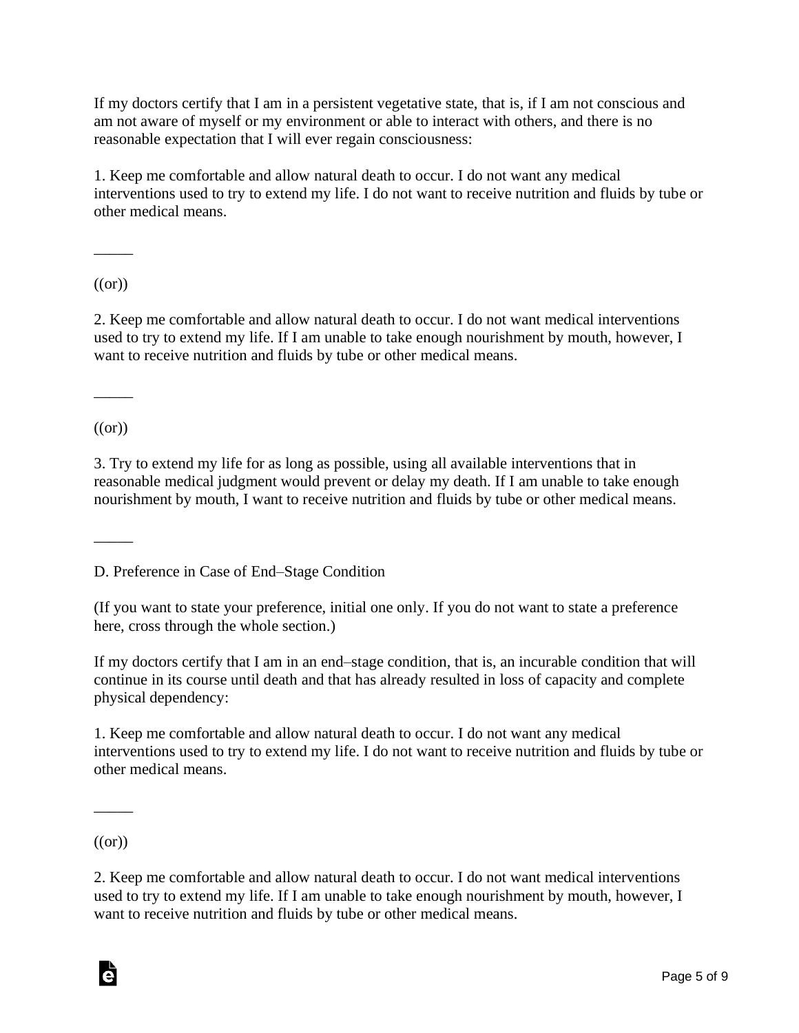If my doctors certify that I am in a persistent vegetative state, that is, if I am not conscious and am not aware of myself or my environment or able to interact with others, and there is no reasonable expectation that I will ever regain consciousness:

1. Keep me comfortable and allow natural death to occur. I do not want any medical interventions used to try to extend my life. I do not want to receive nutrition and fluids by tube or other medical means.

_____

((or))

2. Keep me comfortable and allow natural death to occur. I do not want medical interventions used to try to extend my life. If I am unable to take enough nourishment by mouth, however, I want to receive nutrition and fluids by tube or other medical means.

_____

((or))

3. Try to extend my life for as long as possible, using all available interventions that in reasonable medical judgment would prevent or delay my death. If I am unable to take enough nourishment by mouth, I want to receive nutrition and fluids by tube or other medical means.

_____

D. Preference in Case of End–Stage Condition

(If you want to state your preference, initial one only. If you do not want to state a preference here, cross through the whole section.)

If my doctors certify that I am in an end–stage condition, that is, an incurable condition that will continue in its course until death and that has already resulted in loss of capacity and complete physical dependency:

1. Keep me comfortable and allow natural death to occur. I do not want any medical interventions used to try to extend my life. I do not want to receive nutrition and fluids by tube or other medical means.

_____

((or))

2. Keep me comfortable and allow natural death to occur. I do not want medical interventions used to try to extend my life. If I am unable to take enough nourishment by mouth, however, I want to receive nutrition and fluids by tube or other medical means.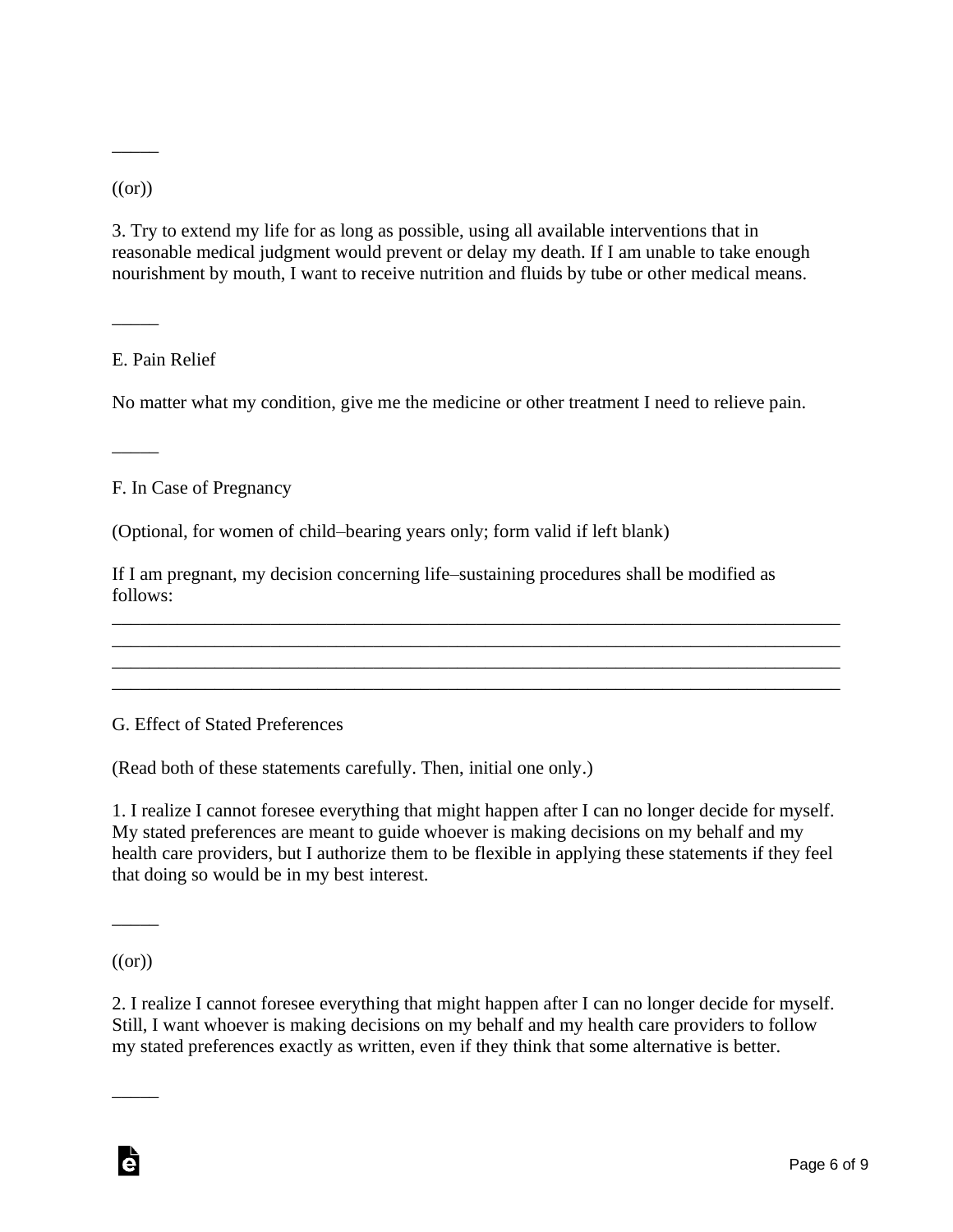_____

((or))

3. Try to extend my life for as long as possible, using all available interventions that in reasonable medical judgment would prevent or delay my death. If I am unable to take enough nourishment by mouth, I want to receive nutrition and fluids by tube or other medical means.

_____

E. Pain Relief

No matter what my condition, give me the medicine or other treatment I need to relieve pain.

_____

F. In Case of Pregnancy

(Optional, for women of child–bearing years only; form valid if left blank)

If I am pregnant, my decision concerning life–sustaining procedures shall be modified as follows:
_____________________________________________________________________________
_____________________________________________________________________________
_____________________________________________________________________________
_____________________________________________________________________________

G. Effect of Stated Preferences

(Read both of these statements carefully. Then, initial one only.)

1. I realize I cannot foresee everything that might happen after I can no longer decide for myself. My stated preferences are meant to guide whoever is making decisions on my behalf and my health care providers, but I authorize them to be flexible in applying these statements if they feel that doing so would be in my best interest.

_____

((or))

2. I realize I cannot foresee everything that might happen after I can no longer decide for myself. Still, I want whoever is making decisions on my behalf and my health care providers to follow my stated preferences exactly as written, even if they think that some alternative is better.

_____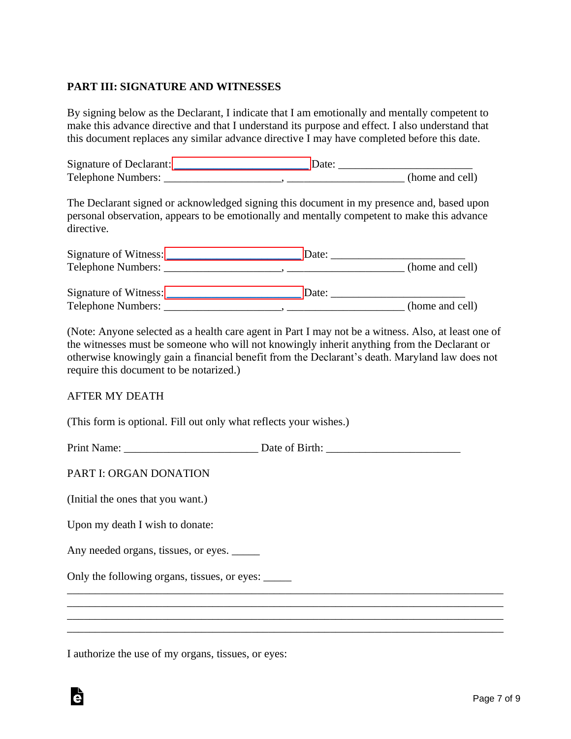**PART III: SIGNATURE AND WITNESSES**

By signing below as the Declarant, I indicate that I am emotionally and mentally competent to make this advance directive and that I understand its purpose and effect. I also understand that this document replaces any similar advance directive I may have completed before this date.

Signature of Declarant: ________________________ Date: ________________________
Telephone Numbers: ____________________, ____________________ (home and cell)

The Declarant signed or acknowledged signing this document in my presence and, based upon personal observation, appears to be emotionally and mentally competent to make this advance directive.

Signature of Witness: ________________________ Date: ________________________
Telephone Numbers: ____________________, ____________________ (home and cell)

Signature of Witness: ________________________ Date: ________________________
Telephone Numbers: ____________________, ____________________ (home and cell)

(Note: Anyone selected as a health care agent in Part I may not be a witness. Also, at least one of the witnesses must be someone who will not knowingly inherit anything from the Declarant or otherwise knowingly gain a financial benefit from the Declarant's death. Maryland law does not require this document to be notarized.)

AFTER MY DEATH

(This form is optional. Fill out only what reflects your wishes.)

Print Name: ________________________ Date of Birth: ________________________

PART I: ORGAN DONATION

(Initial the ones that you want.)

Upon my death I wish to donate:

Any needed organs, tissues, or eyes. _____

Only the following organs, tissues, or eyes: _____
____________________________________________________________________________
____________________________________________________________________________
____________________________________________________________________________
____________________________________________________________________________

I authorize the use of my organs, tissues, or eyes: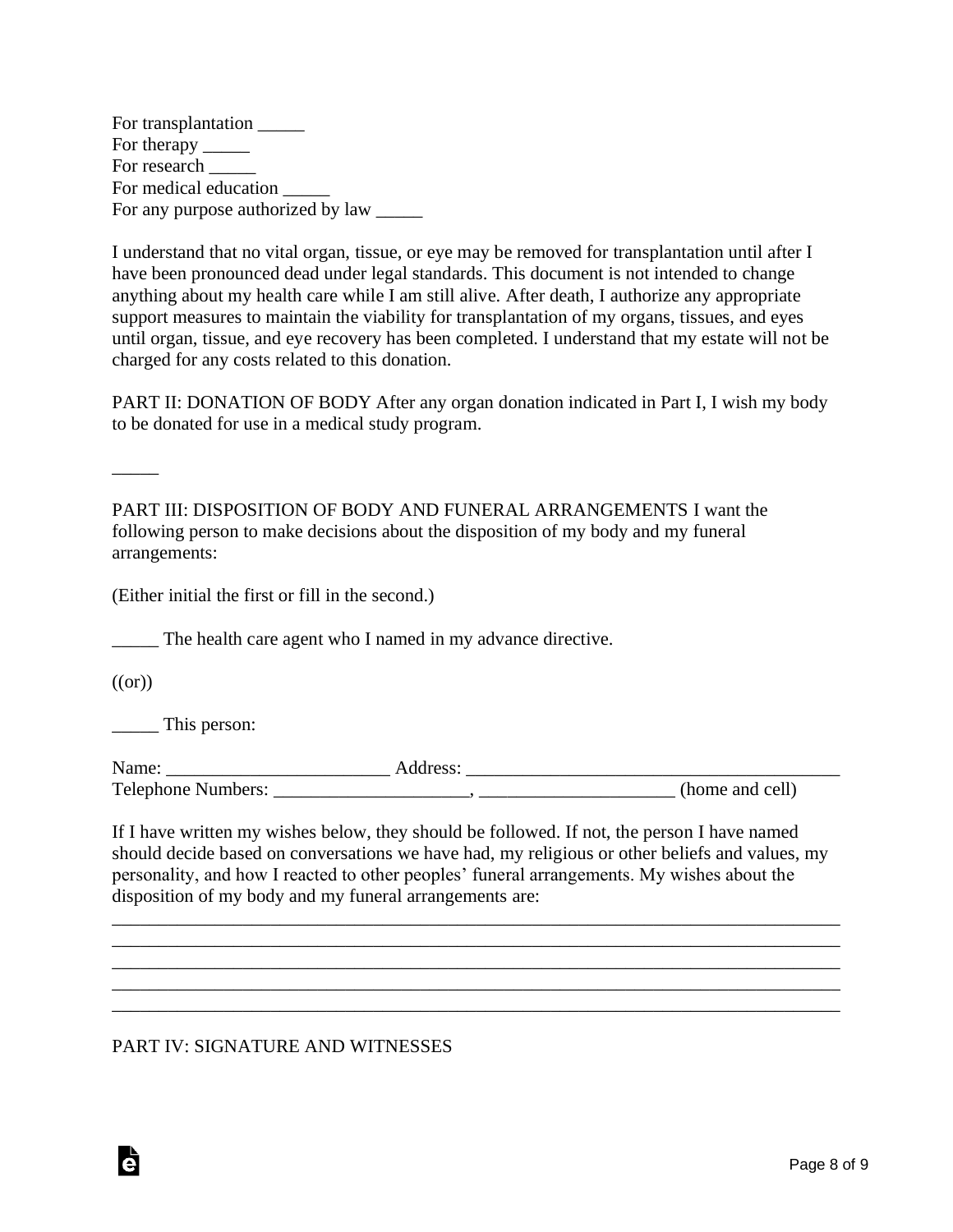For transplantation _____
For therapy _____
For research _____
For medical education _____
For any purpose authorized by law _____

I understand that no vital organ, tissue, or eye may be removed for transplantation until after I have been pronounced dead under legal standards. This document is not intended to change anything about my health care while I am still alive. After death, I authorize any appropriate support measures to maintain the viability for transplantation of my organs, tissues, and eyes until organ, tissue, and eye recovery has been completed. I understand that my estate will not be charged for any costs related to this donation.

PART II: DONATION OF BODY After any organ donation indicated in Part I, I wish my body to be donated for use in a medical study program.

_____

PART III: DISPOSITION OF BODY AND FUNERAL ARRANGEMENTS I want the following person to make decisions about the disposition of my body and my funeral arrangements:

(Either initial the first or fill in the second.)

_____ The health care agent who I named in my advance directive.

((or))

_____ This person:

Name: ________________________ Address: ________________________________________
Telephone Numbers: ____________________, ____________________ (home and cell)

If I have written my wishes below, they should be followed. If not, the person I have named should decide based on conversations we have had, my religious or other beliefs and values, my personality, and how I reacted to other peoples' funeral arrangements. My wishes about the disposition of my body and my funeral arrangements are:

________________________________________________________________________________
________________________________________________________________________________
________________________________________________________________________________
________________________________________________________________________________
________________________________________________________________________________

PART IV: SIGNATURE AND WITNESSES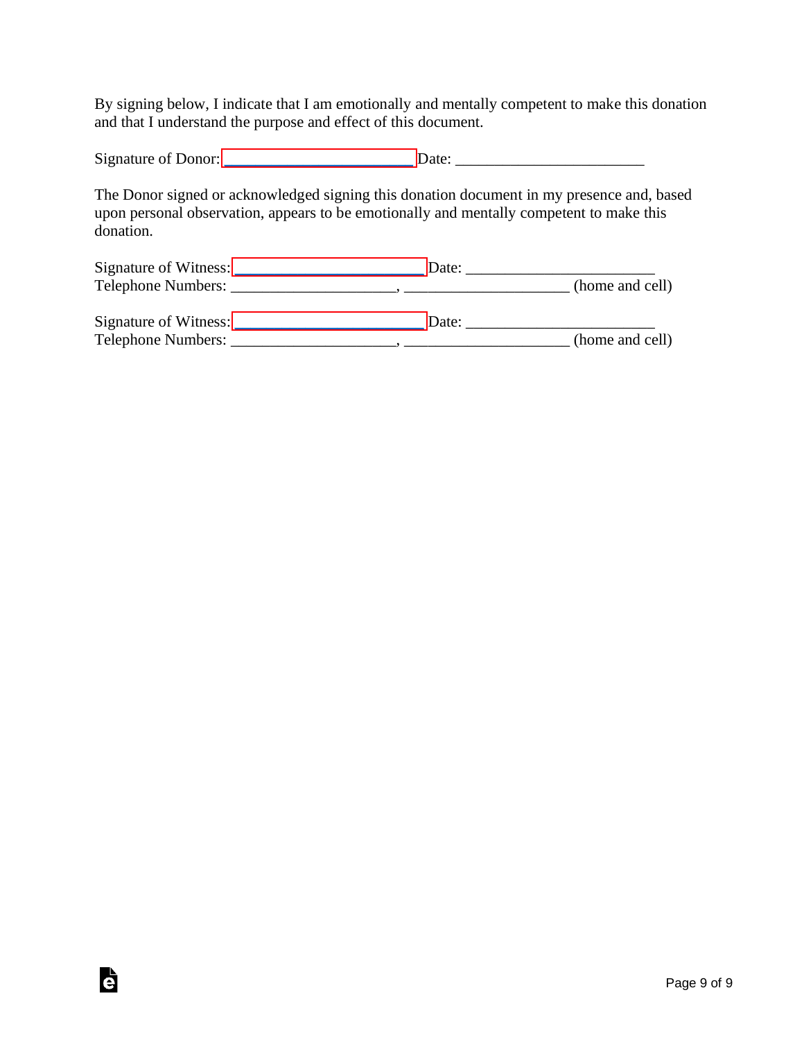By signing below, I indicate that I am emotionally and mentally competent to make this donation and that I understand the purpose and effect of this document.

Signature of Donor: ________________________ Date: ________________________

The Donor signed or acknowledged signing this donation document in my presence and, based upon personal observation, appears to be emotionally and mentally competent to make this donation.

Signature of Witness: ________________________ Date: ________________________
Telephone Numbers: _____________________, _____________________ (home and cell)

Signature of Witness: ________________________ Date: ________________________
Telephone Numbers: _____________________, _____________________ (home and cell)